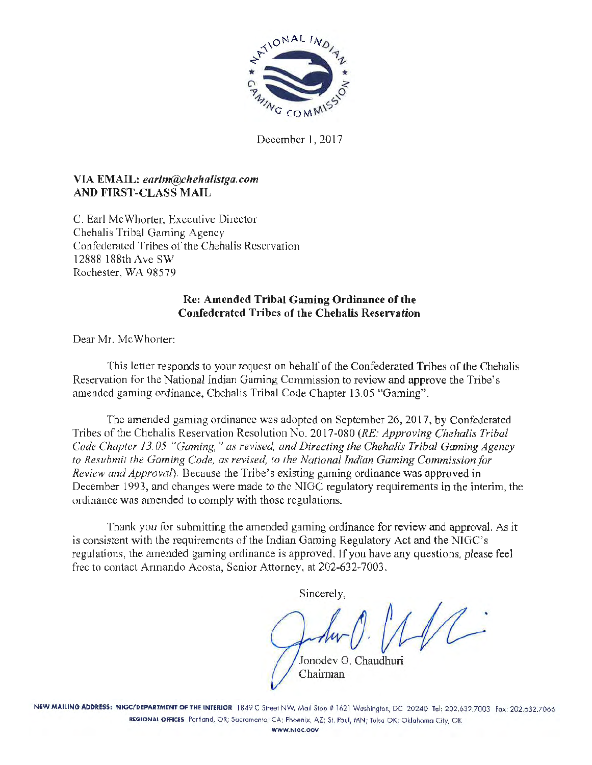December 1, 2017

**VIA EMAIL:** ***earlm@chehalistga.com***
**AND FIRST-CLASS MAIL**

C. Earl McWhorter, Executive Director
Chehalis Tribal Gaming Agency
Confederated Tribes of the Chehalis Reservation
12888 188th Ave SW
Rochester, WA 98579

**Re: Amended Tribal Gaming Ordinance of the Confederated Tribes of the Chehalis Reservation**

Dear Mr. McWhorter:

This letter responds to your request on behalf of the Confederated Tribes of the Chehalis Reservation for the National Indian Gaming Commission to review and approve the Tribe's amended gaming ordinance, Chehalis Tribal Code Chapter 13.05 "Gaming".

The amended gaming ordinance was adopted on September 26, 2017, by Confederated Tribes of the Chehalis Reservation Resolution No. 2017-080 (*RE: Approving Chehalis Tribal Code Chapter 13.05 "Gaming," as revised, and Directing the Chehalis Tribal Gaming Agency to Resubmit the Gaming Code, as revised, to the National Indian Gaming Commission for Review and Approval*). Because the Tribe's existing gaming ordinance was approved in December 1993, and changes were made to the NIGC regulatory requirements in the interim, the ordinance was amended to comply with those regulations.

Thank you for submitting the amended gaming ordinance for review and approval. As it is consistent with the requirements of the Indian Gaming Regulatory Act and the NIGC's regulations, the amended gaming ordinance is approved. If you have any questions, please feel free to contact Armando Acosta, Senior Attorney, at 202-632-7003.

Sincerely,

Jonodev O. Chaudhuri
Chairman

NEW MAILING ADDRESS: NIGC/DEPARTMENT OF THE INTERIOR 1849 C Street NW, Mail Stop # 1621 Washington, DC 20240 Tel: 202.632.7003 Fax: 202.632.7066
REGIONAL OFFICES Portland, OR; Sacramento, CA; Phoenix, AZ; St. Paul, MN; Tulsa OK; Oklahoma City, OK
WWW.NIGC.GOV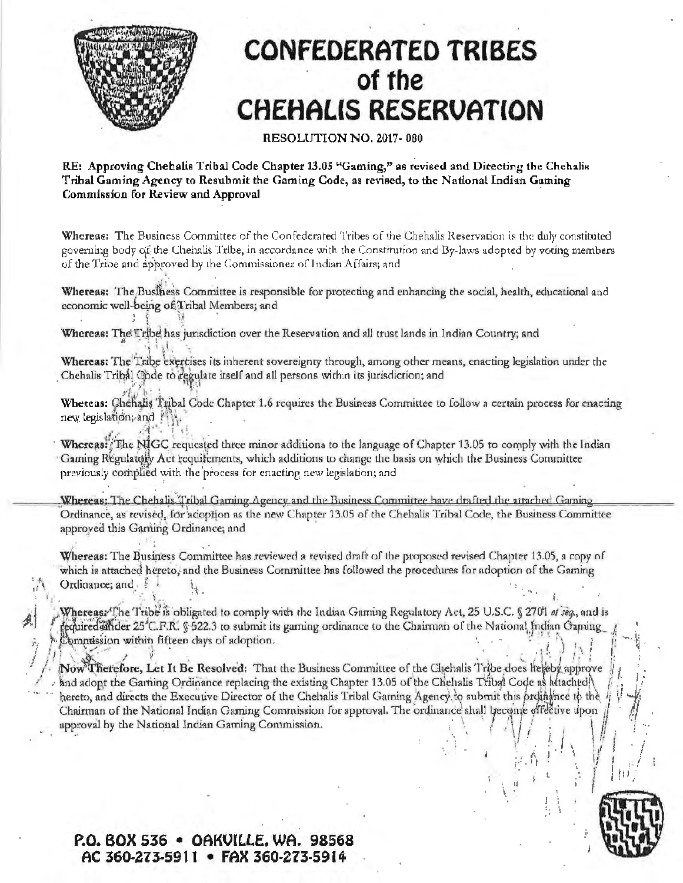# CONFEDERATED TRIBES of the CHEHALIS RESERVATION

**RESOLUTION NO. 2017- 080**

**RE: Approving Chehalis Tribal Code Chapter 13.05 "Gaming," as revised and Directing the Chehalis Tribal Gaming Agency to Resubmit the Gaming Code, as revised, to the National Indian Gaming Commission for Review and Approval**

**Whereas:** The Business Committee of the Confederated Tribes of the Chehalis Reservation is the duly constituted governing body of the Chehalis Tribe, in accordance with the Constitution and By-laws adopted by voting members of the Tribe and approved by the Commissioner of Indian Affairs; and

**Whereas:** The Business Committee is responsible for protecting and enhancing the social, health, educational and economic well-being of Tribal Members; and

**Whereas:** The Tribe has jurisdiction over the Reservation and all trust lands in Indian Country; and

**Whereas:** The Tribe exercises its inherent sovereignty through, among other means, enacting legislation under the Chehalis Tribal Code to regulate itself and all persons within its jurisdiction; and

**Whereas:** Chehalis Tribal Code Chapter 1.6 requires the Business Committee to follow a certain process for enacting new legislation; and

**Whereas:** The NIGC requested three minor additions to the language of Chapter 13.05 to comply with the Indian Gaming Regulatory Act requirements, which additions to change the basis on which the Business Committee previously complied with the process for enacting new legislation; and

**Whereas:** The Chehalis Tribal Gaming Agency and the Business Committee have drafted the attached Gaming Ordinance, as revised, for adoption as the new Chapter 13.05 of the Chehalis Tribal Code, the Business Committee approved this Gaming Ordinance; and

**Whereas:** The Business Committee has reviewed a revised draft of the proposed revised Chapter 13.05, a copy of which is attached hereto, and the Business Committee has followed the procedures for adoption of the Gaming Ordinance; and

**Whereas:** The Tribe is obligated to comply with the Indian Gaming Regulatory Act, 25 U.S.C. § 2701 *et seq.*, and is required under 25 C.F.R. § 522.3 to submit its gaming ordinance to the Chairman of the National Indian Gaming Commission within fifteen days of adoption.

**Now Therefore, Let It Be Resolved:** That the Business Committee of the Chehalis Tribe does hereby approve and adopt the Gaming Ordinance replacing the existing Chapter 13.05 of the Chehalis Tribal Code as attached hereto, and directs the Executive Director of the Chehalis Tribal Gaming Agency to submit this ordinance to the Chairman of the National Indian Gaming Commission for approval. The ordinance shall become effective upon approval by the National Indian Gaming Commission.

**P.O. BOX 536 • OAKVILLE, WA. 98568**
**AC 360-273-5911 • FAX 360-273-5914**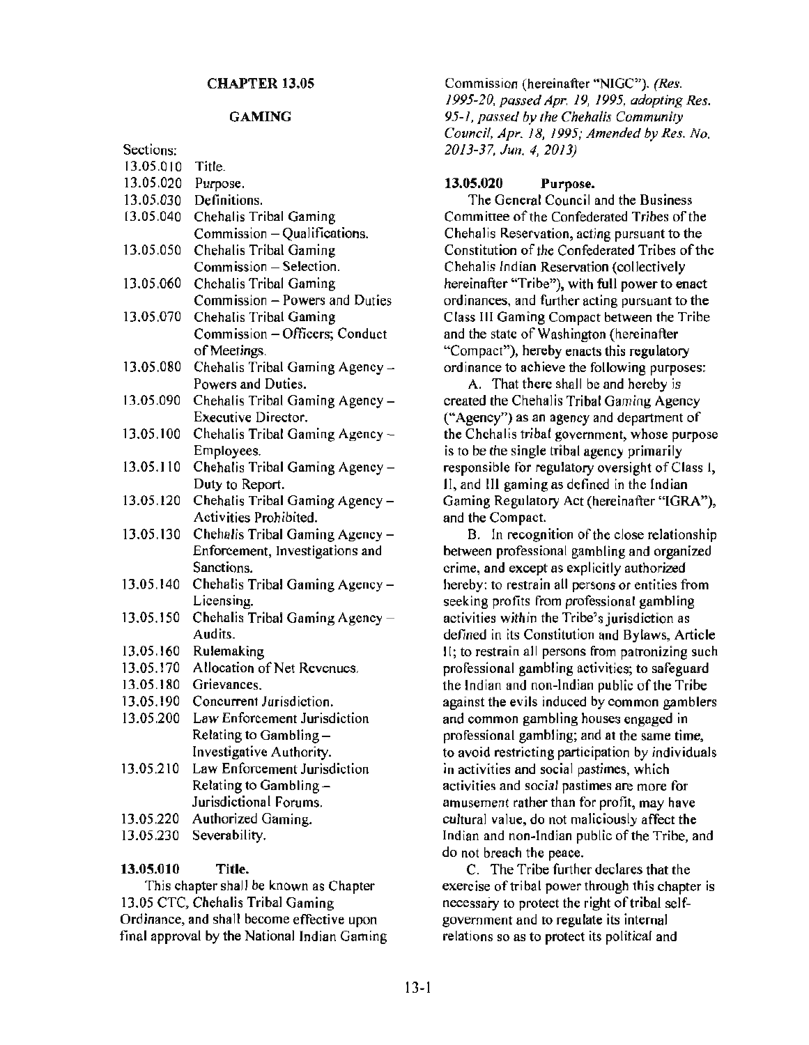## CHAPTER 13.05

## GAMING

Sections:

| | |
|---|---|
| 13.05.010 | Title. |
| 13.05.020 | Purpose. |
| 13.05.030 | Definitions. |
| 13.05.040 | Chehalis Tribal Gaming Commission – Qualifications. |
| 13.05.050 | Chehalis Tribal Gaming Commission – Selection. |
| 13.05.060 | Chehalis Tribal Gaming Commission – Powers and Duties |
| 13.05.070 | Chehalis Tribal Gaming Commission – Officers; Conduct of Meetings. |
| 13.05.080 | Chehalis Tribal Gaming Agency – Powers and Duties. |
| 13.05.090 | Chehalis Tribal Gaming Agency – Executive Director. |
| 13.05.100 | Chehalis Tribal Gaming Agency – Employees. |
| 13.05.110 | Chehalis Tribal Gaming Agency – Duty to Report. |
| 13.05.120 | Chehalis Tribal Gaming Agency – Activities Prohibited. |
| 13.05.130 | Chehalis Tribal Gaming Agency – Enforcement, Investigations and Sanctions. |
| 13.05.140 | Chehalis Tribal Gaming Agency – Licensing. |
| 13.05.150 | Chehalis Tribal Gaming Agency – Audits. |
| 13.05.160 | Rulemaking |
| 13.05.170 | Allocation of Net Revenues. |
| 13.05.180 | Grievances. |
| 13.05.190 | Concurrent Jurisdiction. |
| 13.05.200 | Law Enforcement Jurisdiction Relating to Gambling – Investigative Authority. |
| 13.05.210 | Law Enforcement Jurisdiction Relating to Gambling – Jurisdictional Forums. |
| 13.05.220 | Authorized Gaming. |
| 13.05.230 | Severability. |

### 13.05.010 Title.

This chapter shall be known as Chapter 13.05 CTC, Chehalis Tribal Gaming Ordinance, and shall become effective upon final approval by the National Indian Gaming Commission (hereinafter "NIGC"). *(Res. 1995-20, passed Apr. 19, 1995, adopting Res. 95-1, passed by the Chehalis Community Council, Apr. 18, 1995; Amended by Res. No. 2013-37, Jun. 4, 2013)*

### 13.05.020 Purpose.

The General Council and the Business Committee of the Confederated Tribes of the Chehalis Reservation, acting pursuant to the Constitution of the Confederated Tribes of the Chehalis Indian Reservation (collectively hereinafter "Tribe"), with full power to enact ordinances, and further acting pursuant to the Class III Gaming Compact between the Tribe and the state of Washington (hereinafter "Compact"), hereby enacts this regulatory ordinance to achieve the following purposes:

A. That there shall be and hereby is created the Chehalis Tribal Gaming Agency ("Agency") as an agency and department of the Chehalis tribal government, whose purpose is to be the single tribal agency primarily responsible for regulatory oversight of Class I, II, and III gaming as defined in the Indian Gaming Regulatory Act (hereinafter "IGRA"), and the Compact.

B. In recognition of the close relationship between professional gambling and organized crime, and except as explicitly authorized hereby: to restrain all persons or entities from seeking profits from professional gambling activities within the Tribe's jurisdiction as defined in its Constitution and Bylaws, Article II; to restrain all persons from patronizing such professional gambling activities; to safeguard the Indian and non-Indian public of the Tribe against the evils induced by common gamblers and common gambling houses engaged in professional gambling; and at the same time, to avoid restricting participation by individuals in activities and social pastimes, which activities and social pastimes are more for amusement rather than for profit, may have cultural value, do not maliciously affect the Indian and non-Indian public of the Tribe, and do not breach the peace.

C. The Tribe further declares that the exercise of tribal power through this chapter is necessary to protect the right of tribal self-government and to regulate its internal relations so as to protect its political and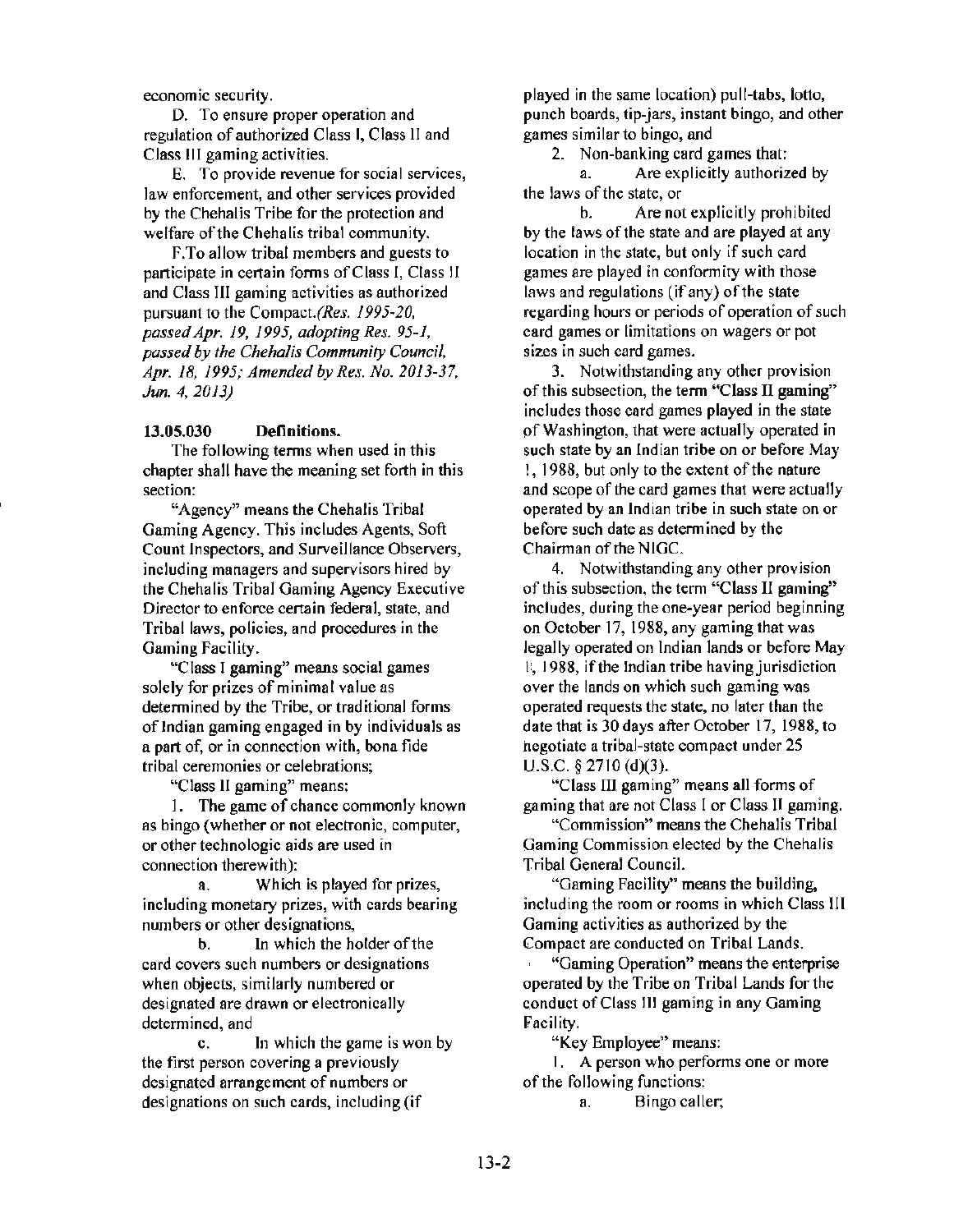economic security.

D. To ensure proper operation and regulation of authorized Class I, Class II and Class III gaming activities.

E. To provide revenue for social services, law enforcement, and other services provided by the Chehalis Tribe for the protection and welfare of the Chehalis tribal community.

F.To allow tribal members and guests to participate in certain forms of Class I, Class II and Class III gaming activities as authorized pursuant to the Compact.*(Res. 1995-20, passed Apr. 19, 1995, adopting Res. 95-1, passed by the Chehalis Community Council, Apr. 18, 1995; Amended by Res. No. 2013-37, Jun. 4, 2013)*

**13.05.030 Definitions.**

The following terms when used in this chapter shall have the meaning set forth in this section:

"Agency" means the Chehalis Tribal Gaming Agency. This includes Agents, Soft Count Inspectors, and Surveillance Observers, including managers and supervisors hired by the Chehalis Tribal Gaming Agency Executive Director to enforce certain federal, state, and Tribal laws, policies, and procedures in the Gaming Facility.

"Class I gaming" means social games solely for prizes of minimal value as determined by the Tribe, or traditional forms of Indian gaming engaged in by individuals as a part of, or in connection with, bona fide tribal ceremonies or celebrations;

"Class II gaming" means:

1. The game of chance commonly known as bingo (whether or not electronic, computer, or other technologic aids are used in connection therewith):

 a. Which is played for prizes, including monetary prizes, with cards bearing numbers or other designations,

 b. In which the holder of the card covers such numbers or designations when objects, similarly numbered or designated are drawn or electronically determined, and

 c. In which the game is won by the first person covering a previously designated arrangement of numbers or designations on such cards, including (if played in the same location) pull-tabs, lotto, punch boards, tip-jars, instant bingo, and other games similar to bingo, and

2. Non-banking card games that:

 a. Are explicitly authorized by the laws of the state, or

 b. Are not explicitly prohibited by the laws of the state and are played at any location in the state, but only if such card games are played in conformity with those laws and regulations (if any) of the state regarding hours or periods of operation of such card games or limitations on wagers or pot sizes in such card games.

3. Notwithstanding any other provision of this subsection, the term "Class II gaming" includes those card games played in the state of Washington, that were actually operated in such state by an Indian tribe on or before May 1, 1988, but only to the extent of the nature and scope of the card games that were actually operated by an Indian tribe in such state on or before such date as determined by the Chairman of the NIGC.

4. Notwithstanding any other provision of this subsection, the term "Class II gaming" includes, during the one-year period beginning on October 17, 1988, any gaming that was legally operated on Indian lands or before May 1, 1988, if the Indian tribe having jurisdiction over the lands on which such gaming was operated requests the state, no later than the date that is 30 days after October 17, 1988, to negotiate a tribal-state compact under 25 U.S.C. § 2710 (d)(3).

"Class III gaming" means all forms of gaming that are not Class I or Class II gaming.

"Commission" means the Chehalis Tribal Gaming Commission elected by the Chehalis Tribal General Council.

"Gaming Facility" means the building, including the room or rooms in which Class III Gaming activities as authorized by the Compact are conducted on Tribal Lands.

"Gaming Operation" means the enterprise operated by the Tribe on Tribal Lands for the conduct of Class III gaming in any Gaming Facility.

"Key Employee" means:

1. A person who performs one or more of the following functions:

 a. Bingo caller;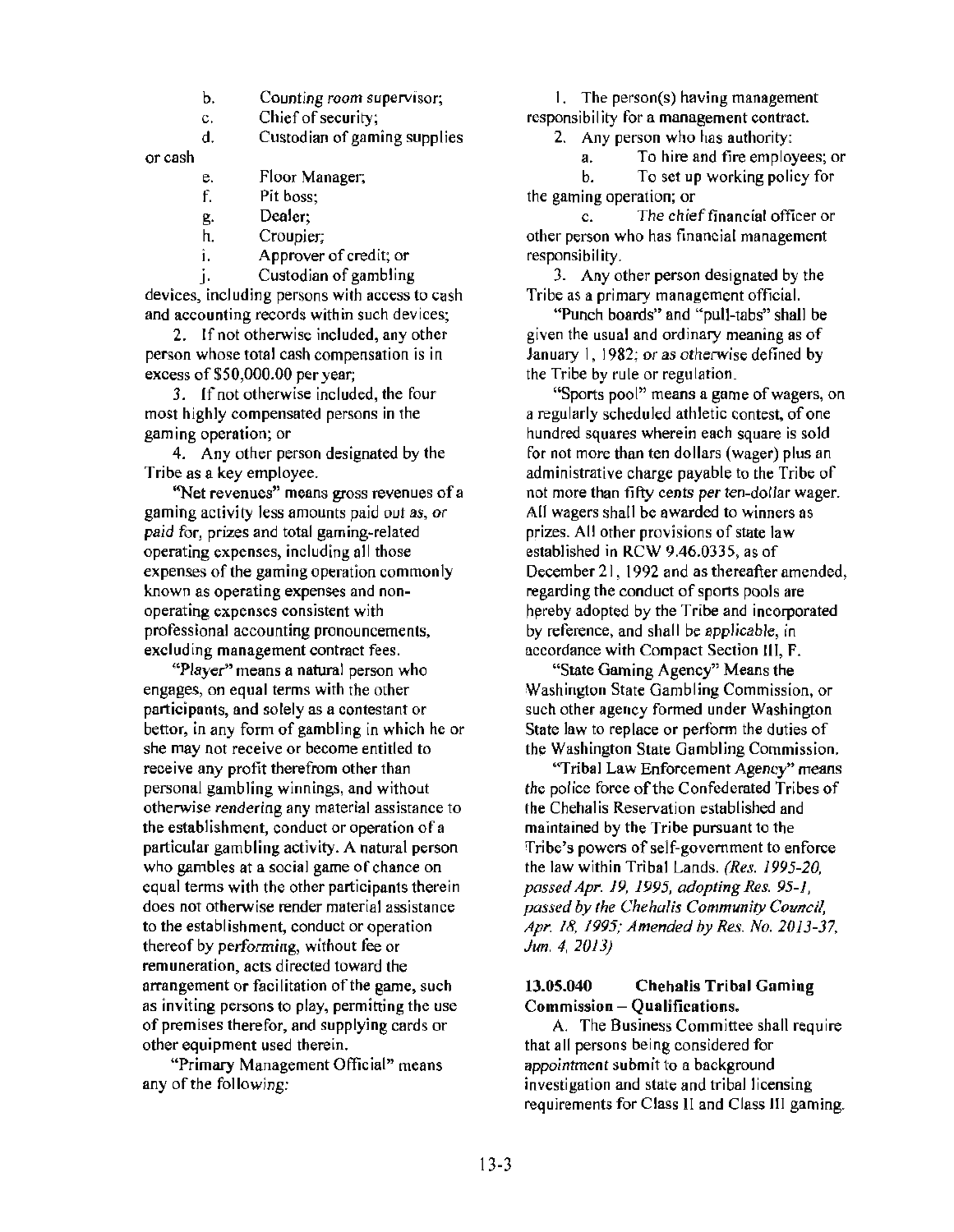b. Counting room supervisor;

c. Chief of security;

d. Custodian of gaming supplies or cash

e. Floor Manager;

f. Pit boss;

g. Dealer;

h. Croupier;

i. Approver of credit; or

j. Custodian of gambling devices, including persons with access to cash and accounting records within such devices;

2. If not otherwise included, any other person whose total cash compensation is in excess of $50,000.00 per year;

3. If not otherwise included, the four most highly compensated persons in the gaming operation; or

4. Any other person designated by the Tribe as a key employee.

"Net revenues" means gross revenues of a gaming activity less amounts paid out as, or paid for, prizes and total gaming-related operating expenses, including all those expenses of the gaming operation commonly known as operating expenses and non-operating expenses consistent with professional accounting pronouncements, excluding management contract fees.

"Player" means a natural person who engages, on equal terms with the other participants, and solely as a contestant or bettor, in any form of gambling in which he or she may not receive or become entitled to receive any profit therefrom other than personal gambling winnings, and without otherwise rendering any material assistance to the establishment, conduct or operation of a particular gambling activity. A natural person who gambles at a social game of chance on equal terms with the other participants therein does not otherwise render material assistance to the establishment, conduct or operation thereof by performing, without fee or remuneration, acts directed toward the arrangement or facilitation of the game, such as inviting persons to play, permitting the use of premises therefor, and supplying cards or other equipment used therein.

"Primary Management Official" means any of the following:

1. The person(s) having management responsibility for a management contract.

2. Any person who has authority:

a. To hire and fire employees; or

b. To set up working policy for the gaming operation; or

c. The chief financial officer or other person who has financial management responsibility.

3. Any other person designated by the Tribe as a primary management official.

"Punch boards" and "pull-tabs" shall be given the usual and ordinary meaning as of January 1, 1982; or as otherwise defined by the Tribe by rule or regulation.

"Sports pool" means a game of wagers, on a regularly scheduled athletic contest, of one hundred squares wherein each square is sold for not more than ten dollars (wager) plus an administrative charge payable to the Tribe of not more than fifty cents per ten-dollar wager. All wagers shall be awarded to winners as prizes. All other provisions of state law established in RCW 9.46.0335, as of December 21, 1992 and as thereafter amended, regarding the conduct of sports pools are hereby adopted by the Tribe and incorporated by reference, and shall be applicable, in accordance with Compact Section III, F.

"State Gaming Agency" Means the Washington State Gambling Commission, or such other agency formed under Washington State law to replace or perform the duties of the Washington State Gambling Commission.

"Tribal Law Enforcement Agency" means the police force of the Confederated Tribes of the Chehalis Reservation established and maintained by the Tribe pursuant to the Tribe's powers of self-government to enforce the law within Tribal Lands. *(Res. 1995-20, passed Apr. 19, 1995, adopting Res. 95-1, passed by the Chehalis Community Council, Apr. 18, 1995; Amended by Res. No. 2013-37, Jun. 4, 2013)*

### 13.05.040 Chehalis Tribal Gaming Commission – Qualifications.

A. The Business Committee shall require that all persons being considered for appointment submit to a background investigation and state and tribal licensing requirements for Class II and Class III gaming.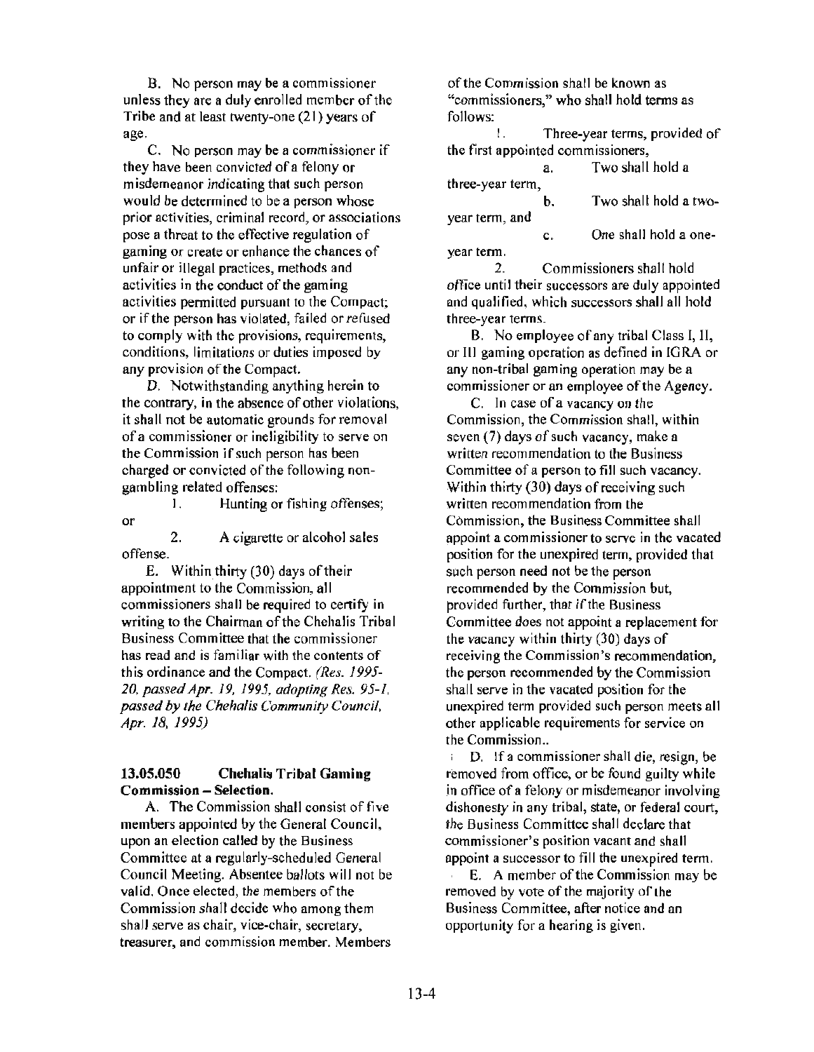B. No person may be a commissioner unless they are a duly enrolled member of the Tribe and at least twenty-one (21) years of age.

C. No person may be a commissioner if they have been convicted of a felony or misdemeanor indicating that such person would be determined to be a person whose prior activities, criminal record, or associations pose a threat to the effective regulation of gaming or create or enhance the chances of unfair or illegal practices, methods and activities in the conduct of the gaming activities permitted pursuant to the Compact; or if the person has violated, failed or refused to comply with the provisions, requirements, conditions, limitations or duties imposed by any provision of the Compact.

D. Notwithstanding anything herein to the contrary, in the absence of other violations, it shall not be automatic grounds for removal of a commissioner or ineligibility to serve on the Commission if such person has been charged or convicted of the following non-gambling related offenses:

1. Hunting or fishing offenses; or
2. A cigarette or alcohol sales offense.

E. Within thirty (30) days of their appointment to the Commission, all commissioners shall be required to certify in writing to the Chairman of the Chehalis Tribal Business Committee that the commissioner has read and is familiar with the contents of this ordinance and the Compact. *(Res. 1995-20, passed Apr. 19, 1995, adopting Res. 95-1, passed by the Chehalis Community Council, Apr. 18, 1995)*

### 13.05.050 Chehalis Tribal Gaming Commission – Selection.

A. The Commission shall consist of five members appointed by the General Council, upon an election called by the Business Committee at a regularly-scheduled General Council Meeting. Absentee ballots will not be valid. Once elected, the members of the Commission shall decide who among them shall serve as chair, vice-chair, secretary, treasurer, and commission member. Members of the Commission shall be known as "commissioners," who shall hold terms as follows:

1. Three-year terms, provided of the first appointed commissioners,
   a. Two shall hold a three-year term,
   b. Two shall hold a two-year term, and
   c. One shall hold a one-year term.
2. Commissioners shall hold office until their successors are duly appointed and qualified, which successors shall all hold three-year terms.

B. No employee of any tribal Class I, II, or III gaming operation as defined in IGRA or any non-tribal gaming operation may be a commissioner or an employee of the Agency.

C. In case of a vacancy on the Commission, the Commission shall, within seven (7) days of such vacancy, make a written recommendation to the Business Committee of a person to fill such vacancy. Within thirty (30) days of receiving such written recommendation from the Commission, the Business Committee shall appoint a commissioner to serve in the vacated position for the unexpired term, provided that such person need not be the person recommended by the Commission but, provided further, that if the Business Committee does not appoint a replacement for the vacancy within thirty (30) days of receiving the Commission's recommendation, the person recommended by the Commission shall serve in the vacated position for the unexpired term provided such person meets all other applicable requirements for service on the Commission..

D. If a commissioner shall die, resign, be removed from office, or be found guilty while in office of a felony or misdemeanor involving dishonesty in any tribal, state, or federal court, the Business Committee shall declare that commissioner's position vacant and shall appoint a successor to fill the unexpired term.

E. A member of the Commission may be removed by vote of the majority of the Business Committee, after notice and an opportunity for a hearing is given.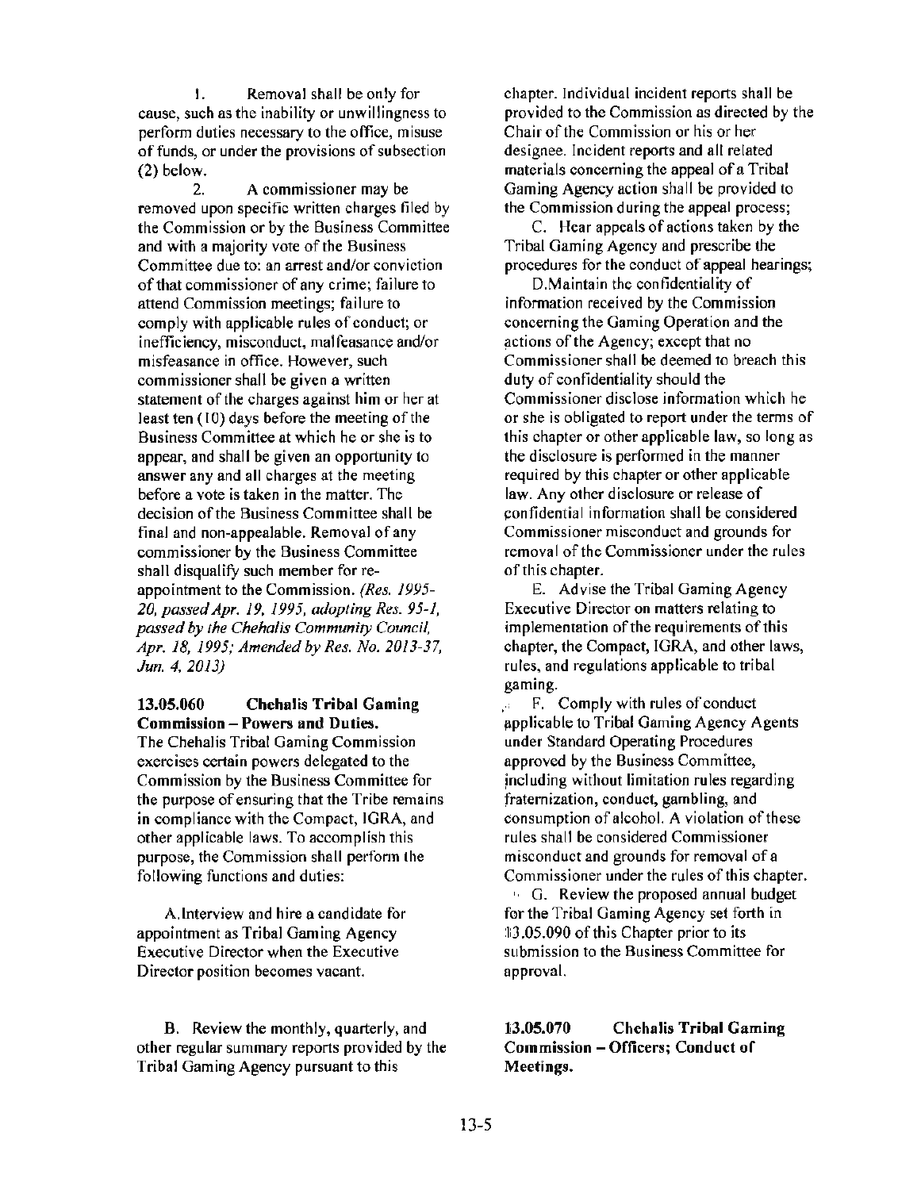1. Removal shall be only for cause, such as the inability or unwillingness to perform duties necessary to the office, misuse of funds, or under the provisions of subsection (2) below.

2. A commissioner may be removed upon specific written charges filed by the Commission or by the Business Committee and with a majority vote of the Business Committee due to: an arrest and/or conviction of that commissioner of any crime; failure to attend Commission meetings; failure to comply with applicable rules of conduct; or inefficiency, misconduct, malfeasance and/or misfeasance in office. However, such commissioner shall be given a written statement of the charges against him or her at least ten (10) days before the meeting of the Business Committee at which he or she is to appear, and shall be given an opportunity to answer any and all charges at the meeting before a vote is taken in the matter. The decision of the Business Committee shall be final and non-appealable. Removal of any commissioner by the Business Committee shall disqualify such member for re-appointment to the Commission. *(Res. 1995-20, passed Apr. 19, 1995, adopting Res. 95-1, passed by the Chehalis Community Council, Apr. 18, 1995; Amended by Res. No. 2013-37, Jun. 4, 2013)*

**13.05.060 Chehalis Tribal Gaming Commission – Powers and Duties.**
The Chehalis Tribal Gaming Commission exercises certain powers delegated to the Commission by the Business Committee for the purpose of ensuring that the Tribe remains in compliance with the Compact, IGRA, and other applicable laws. To accomplish this purpose, the Commission shall perform the following functions and duties:

A. Interview and hire a candidate for appointment as Tribal Gaming Agency Executive Director when the Executive Director position becomes vacant.

B. Review the monthly, quarterly, and other regular summary reports provided by the Tribal Gaming Agency pursuant to this chapter. Individual incident reports shall be provided to the Commission as directed by the Chair of the Commission or his or her designee. Incident reports and all related materials concerning the appeal of a Tribal Gaming Agency action shall be provided to the Commission during the appeal process;

C. Hear appeals of actions taken by the Tribal Gaming Agency and prescribe the procedures for the conduct of appeal hearings;

D. Maintain the confidentiality of information received by the Commission concerning the Gaming Operation and the actions of the Agency; except that no Commissioner shall be deemed to breach this duty of confidentiality should the Commissioner disclose information which he or she is obligated to report under the terms of this chapter or other applicable law, so long as the disclosure is performed in the manner required by this chapter or other applicable law. Any other disclosure or release of confidential information shall be considered Commissioner misconduct and grounds for removal of the Commissioner under the rules of this chapter.

E. Advise the Tribal Gaming Agency Executive Director on matters relating to implementation of the requirements of this chapter, the Compact, IGRA, and other laws, rules, and regulations applicable to tribal gaming.

F. Comply with rules of conduct applicable to Tribal Gaming Agency Agents under Standard Operating Procedures approved by the Business Committee, including without limitation rules regarding fraternization, conduct, gambling, and consumption of alcohol. A violation of these rules shall be considered Commissioner misconduct and grounds for removal of a Commissioner under the rules of this chapter.

G. Review the proposed annual budget for the Tribal Gaming Agency set forth in 13.05.090 of this Chapter prior to its submission to the Business Committee for approval.

**13.05.070 Chehalis Tribal Gaming Commission – Officers; Conduct of Meetings.**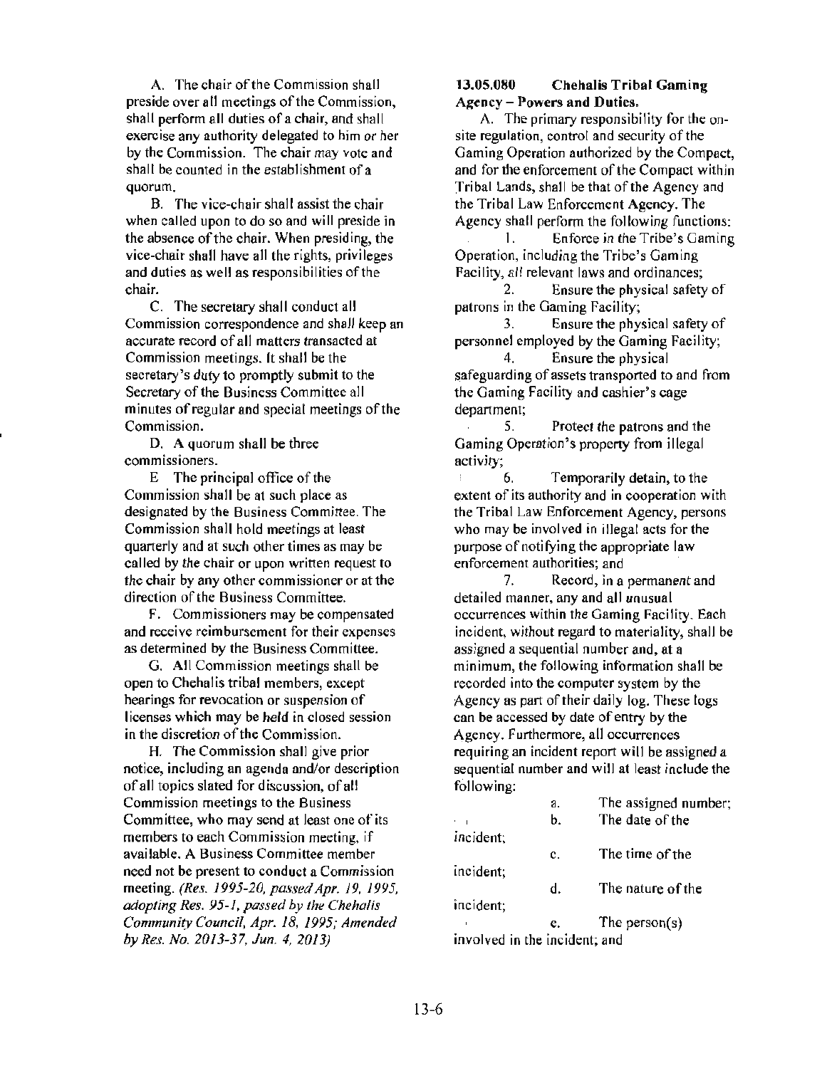A. The chair of the Commission shall preside over all meetings of the Commission, shall perform all duties of a chair, and shall exercise any authority delegated to him or her by the Commission. The chair may vote and shall be counted in the establishment of a quorum.

B. The vice-chair shall assist the chair when called upon to do so and will preside in the absence of the chair. When presiding, the vice-chair shall have all the rights, privileges and duties as well as responsibilities of the chair.

C. The secretary shall conduct all Commission correspondence and shall keep an accurate record of all matters transacted at Commission meetings. It shall be the secretary's duty to promptly submit to the Secretary of the Business Committee all minutes of regular and special meetings of the Commission.

D. A quorum shall be three commissioners.

E The principal office of the Commission shall be at such place as designated by the Business Committee. The Commission shall hold meetings at least quarterly and at such other times as may be called by the chair or upon written request to the chair by any other commissioner or at the direction of the Business Committee.

F. Commissioners may be compensated and receive reimbursement for their expenses as determined by the Business Committee.

G. All Commission meetings shall be open to Chehalis tribal members, except hearings for revocation or suspension of licenses which may be held in closed session in the discretion of the Commission.

H. The Commission shall give prior notice, including an agenda and/or description of all topics slated for discussion, of all Commission meetings to the Business Committee, who may send at least one of its members to each Commission meeting, if available. A Business Committee member need not be present to conduct a Commission meeting. *(Res. 1995-20, passed Apr. 19, 1995, adopting Res. 95-1, passed by the Chehalis Community Council, Apr. 18, 1995; Amended by Res. No. 2013-37, Jun. 4, 2013)*

**13.05.080 Chehalis Tribal Gaming Agency – Powers and Duties.**

A. The primary responsibility for the on-site regulation, control and security of the Gaming Operation authorized by the Compact, and for the enforcement of the Compact within Tribal Lands, shall be that of the Agency and the Tribal Law Enforcement Agency. The Agency shall perform the following functions:

1. Enforce in the Tribe's Gaming Operation, including the Tribe's Gaming Facility, all relevant laws and ordinances;
2. Ensure the physical safety of patrons in the Gaming Facility;
3. Ensure the physical safety of personnel employed by the Gaming Facility;
4. Ensure the physical safeguarding of assets transported to and from the Gaming Facility and cashier's cage department;
5. Protect the patrons and the Gaming Operation's property from illegal activity;
6. Temporarily detain, to the extent of its authority and in cooperation with the Tribal Law Enforcement Agency, persons who may be involved in illegal acts for the purpose of notifying the appropriate law enforcement authorities; and
7. Record, in a permanent and detailed manner, any and all unusual occurrences within the Gaming Facility. Each incident, without regard to materiality, shall be assigned a sequential number and, at a minimum, the following information shall be recorded into the computer system by the Agency as part of their daily log. These logs can be accessed by date of entry by the Agency. Furthermore, all occurrences requiring an incident report will be assigned a sequential number and will at least include the following:
   a. The assigned number;
   b. The date of the incident;
   c. The time of the incident;
   d. The nature of the incident;
   e. The person(s) involved in the incident; and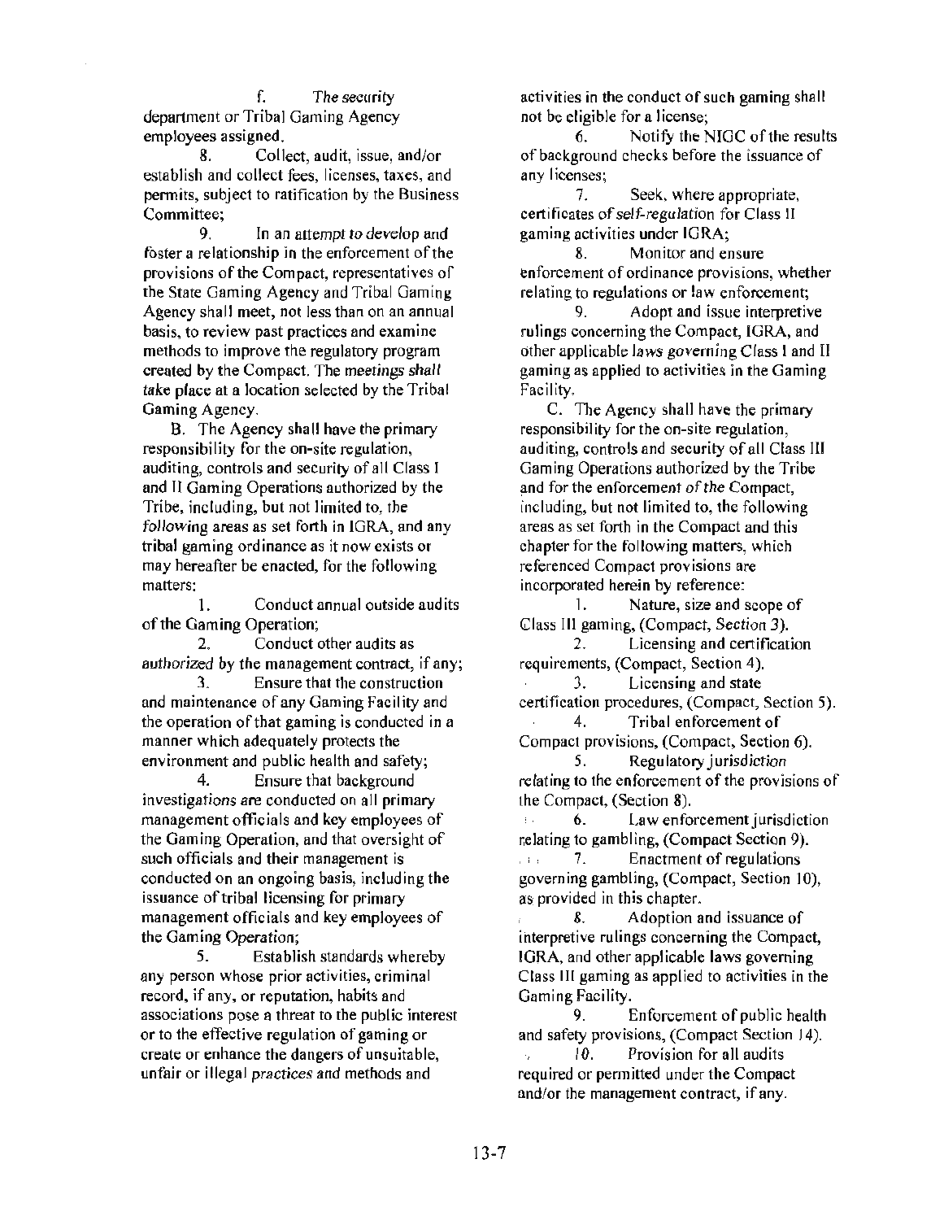f. The security department or Tribal Gaming Agency employees assigned.

8. Collect, audit, issue, and/or establish and collect fees, licenses, taxes, and permits, subject to ratification by the Business Committee;

9. In an attempt to develop and foster a relationship in the enforcement of the provisions of the Compact, representatives of the State Gaming Agency and Tribal Gaming Agency shall meet, not less than on an annual basis, to review past practices and examine methods to improve the regulatory program created by the Compact. The meetings shall take place at a location selected by the Tribal Gaming Agency.

B. The Agency shall have the primary responsibility for the on-site regulation, auditing, controls and security of all Class I and II Gaming Operations authorized by the Tribe, including, but not limited to, the following areas as set forth in IGRA, and any tribal gaming ordinance as it now exists or may hereafter be enacted, for the following matters:

1. Conduct annual outside audits of the Gaming Operation;

2. Conduct other audits as authorized by the management contract, if any;

3. Ensure that the construction and maintenance of any Gaming Facility and the operation of that gaming is conducted in a manner which adequately protects the environment and public health and safety;

4. Ensure that background investigations are conducted on all primary management officials and key employees of the Gaming Operation, and that oversight of such officials and their management is conducted on an ongoing basis, including the issuance of tribal licensing for primary management officials and key employees of the Gaming Operation;

5. Establish standards whereby any person whose prior activities, criminal record, if any, or reputation, habits and associations pose a threat to the public interest or to the effective regulation of gaming or create or enhance the dangers of unsuitable, unfair or illegal practices and methods and activities in the conduct of such gaming shall not be eligible for a license;

6. Notify the NIGC of the results of background checks before the issuance of any licenses;

7. Seek, where appropriate, certificates of self-regulation for Class II gaming activities under IGRA;

8. Monitor and ensure enforcement of ordinance provisions, whether relating to regulations or law enforcement;

9. Adopt and issue interpretive rulings concerning the Compact, IGRA, and other applicable laws governing Class I and II gaming as applied to activities in the Gaming Facility.

C. The Agency shall have the primary responsibility for the on-site regulation, auditing, controls and security of all Class III Gaming Operations authorized by the Tribe and for the enforcement of the Compact, including, but not limited to, the following areas as set forth in the Compact and this chapter for the following matters, which referenced Compact provisions are incorporated herein by reference:

1. Nature, size and scope of Class III gaming, (Compact, Section 3).

2. Licensing and certification requirements, (Compact, Section 4).

3. Licensing and state certification procedures, (Compact, Section 5).

4. Tribal enforcement of Compact provisions, (Compact, Section 6).

5. Regulatory jurisdiction relating to the enforcement of the provisions of the Compact, (Section 8).

6. Law enforcement jurisdiction relating to gambling, (Compact Section 9).

7. Enactment of regulations governing gambling, (Compact, Section 10), as provided in this chapter.

8. Adoption and issuance of interpretive rulings concerning the Compact, IGRA, and other applicable laws governing Class III gaming as applied to activities in the Gaming Facility.

9. Enforcement of public health and safety provisions, (Compact Section 14).

10. Provision for all audits required or permitted under the Compact and/or the management contract, if any.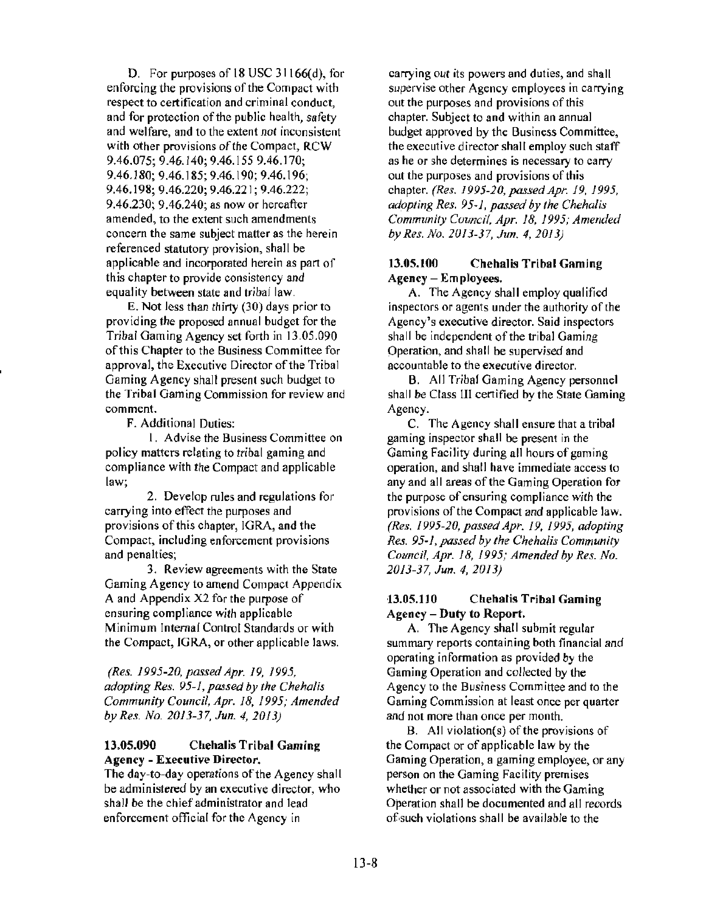D. For purposes of 18 USC 31166(d), for enforcing the provisions of the Compact with respect to certification and criminal conduct, and for protection of the public health, safety and welfare, and to the extent not inconsistent with other provisions of the Compact, RCW 9.46.075; 9.46.140; 9.46.155 9.46.170; 9.46.180; 9.46.185; 9.46.190; 9.46.196; 9.46.198; 9.46.220; 9.46.221; 9.46.222; 9.46.230; 9.46.240; as now or hereafter amended, to the extent such amendments concern the same subject matter as the herein referenced statutory provision, shall be applicable and incorporated herein as part of this chapter to provide consistency and equality between state and tribal law.

E. Not less than thirty (30) days prior to providing the proposed annual budget for the Tribal Gaming Agency set forth in 13.05.090 of this Chapter to the Business Committee for approval, the Executive Director of the Tribal Gaming Agency shall present such budget to the Tribal Gaming Commission for review and comment.

F. Additional Duties:

1. Advise the Business Committee on policy matters relating to tribal gaming and compliance with the Compact and applicable law;

2. Develop rules and regulations for carrying into effect the purposes and provisions of this chapter, IGRA, and the Compact, including enforcement provisions and penalties;

3. Review agreements with the State Gaming Agency to amend Compact Appendix A and Appendix X2 for the purpose of ensuring compliance with applicable Minimum Internal Control Standards or with the Compact, IGRA, or other applicable laws.

*(Res. 1995-20, passed Apr. 19, 1995, adopting Res. 95-1, passed by the Chehalis Community Council, Apr. 18, 1995; Amended by Res. No. 2013-37, Jun. 4, 2013)*

### 13.05.090 Chehalis Tribal Gaming Agency - Executive Director.

The day-to-day operations of the Agency shall be administered by an executive director, who shall be the chief administrator and lead enforcement official for the Agency in carrying out its powers and duties, and shall supervise other Agency employees in carrying out the purposes and provisions of this chapter. Subject to and within an annual budget approved by the Business Committee, the executive director shall employ such staff as he or she determines is necessary to carry out the purposes and provisions of this chapter. *(Res. 1995-20, passed Apr. 19, 1995, adopting Res. 95-1, passed by the Chehalis Community Council, Apr. 18, 1995; Amended by Res. No. 2013-37, Jun. 4, 2013)*

### 13.05.100 Chehalis Tribal Gaming Agency – Employees.

A. The Agency shall employ qualified inspectors or agents under the authority of the Agency's executive director. Said inspectors shall be independent of the tribal Gaming Operation, and shall be supervised and accountable to the executive director.

B. All Tribal Gaming Agency personnel shall be Class III certified by the State Gaming Agency.

C. The Agency shall ensure that a tribal gaming inspector shall be present in the Gaming Facility during all hours of gaming operation, and shall have immediate access to any and all areas of the Gaming Operation for the purpose of ensuring compliance with the provisions of the Compact and applicable law. *(Res. 1995-20, passed Apr. 19, 1995, adopting Res. 95-1, passed by the Chehalis Community Council, Apr. 18, 1995; Amended by Res. No. 2013-37, Jun. 4, 2013)*

### 13.05.110 Chehalis Tribal Gaming Agency – Duty to Report.

A. The Agency shall submit regular summary reports containing both financial and operating information as provided by the Gaming Operation and collected by the Agency to the Business Committee and to the Gaming Commission at least once per quarter and not more than once per month.

B. All violation(s) of the provisions of the Compact or of applicable law by the Gaming Operation, a gaming employee, or any person on the Gaming Facility premises whether or not associated with the Gaming Operation shall be documented and all records of such violations shall be available to the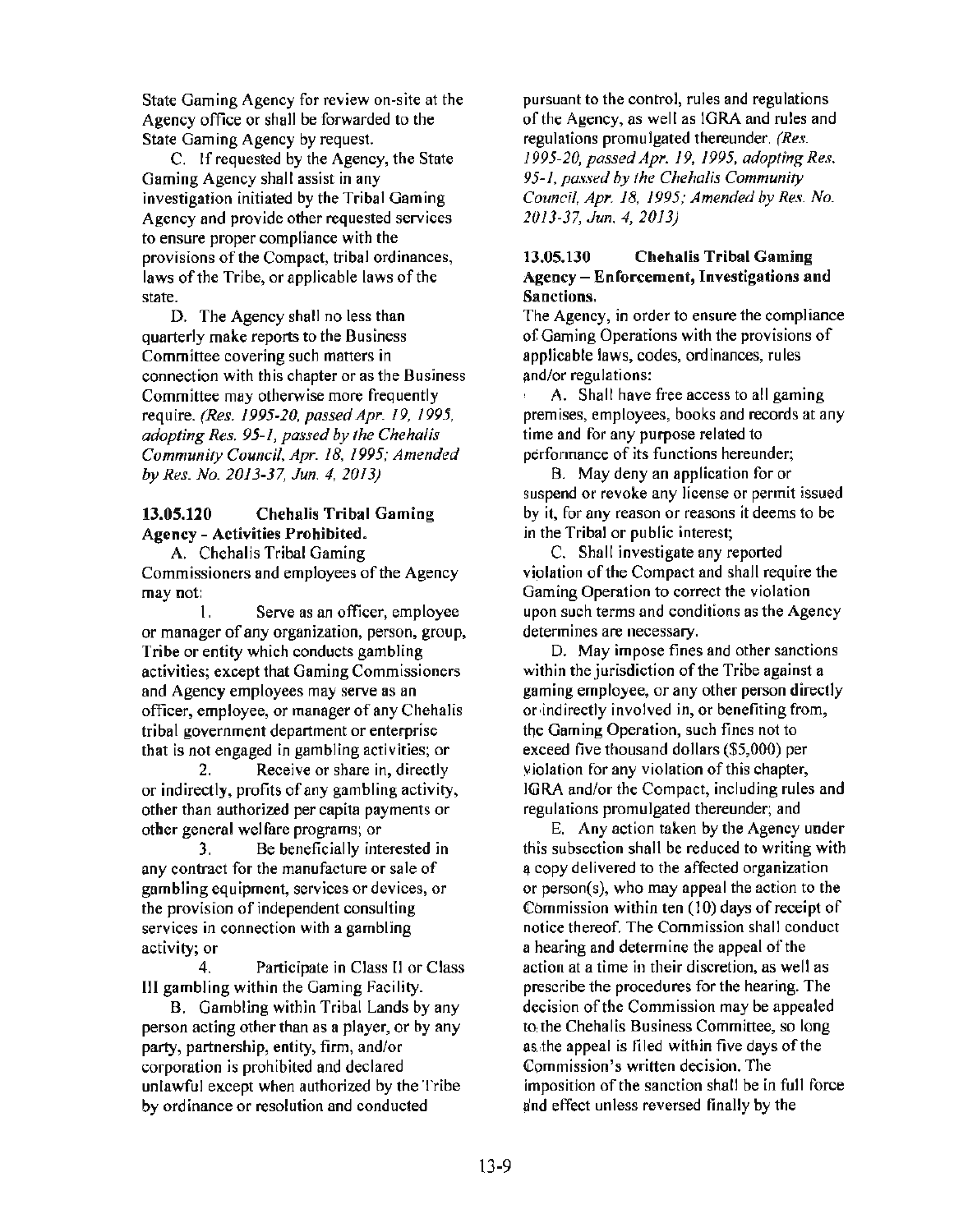State Gaming Agency for review on-site at the Agency office or shall be forwarded to the State Gaming Agency by request.

C. If requested by the Agency, the State Gaming Agency shall assist in any investigation initiated by the Tribal Gaming Agency and provide other requested services to ensure proper compliance with the provisions of the Compact, tribal ordinances, laws of the Tribe, or applicable laws of the state.

D. The Agency shall no less than quarterly make reports to the Business Committee covering such matters in connection with this chapter or as the Business Committee may otherwise more frequently require. *(Res. 1995-20, passed Apr. 19, 1995, adopting Res. 95-1, passed by the Chehalis Community Council, Apr. 18, 1995; Amended by Res. No. 2013-37, Jun. 4, 2013)*

### 13.05.120 Chehalis Tribal Gaming Agency - Activities Prohibited.

A. Chehalis Tribal Gaming Commissioners and employees of the Agency may not:

1. Serve as an officer, employee or manager of any organization, person, group, Tribe or entity which conducts gambling activities; except that Gaming Commissioners and Agency employees may serve as an officer, employee, or manager of any Chehalis tribal government department or enterprise that is not engaged in gambling activities; or

2. Receive or share in, directly or indirectly, profits of any gambling activity, other than authorized per capita payments or other general welfare programs; or

3. Be beneficially interested in any contract for the manufacture or sale of gambling equipment, services or devices, or the provision of independent consulting services in connection with a gambling activity; or

4. Participate in Class II or Class III gambling within the Gaming Facility.

B. Gambling within Tribal Lands by any person acting other than as a player, or by any party, partnership, entity, firm, and/or corporation is prohibited and declared unlawful except when authorized by the Tribe by ordinance or resolution and conducted pursuant to the control, rules and regulations of the Agency, as well as IGRA and rules and regulations promulgated thereunder. *(Res. 1995-20, passed Apr. 19, 1995, adopting Res. 95-1, passed by the Chehalis Community Council, Apr. 18, 1995; Amended by Res. No. 2013-37, Jun. 4, 2013)*

### 13.05.130 Chehalis Tribal Gaming Agency – Enforcement, Investigations and Sanctions.

The Agency, in order to ensure the compliance of Gaming Operations with the provisions of applicable laws, codes, ordinances, rules and/or regulations:

A. Shall have free access to all gaming premises, employees, books and records at any time and for any purpose related to performance of its functions hereunder;

B. May deny an application for or suspend or revoke any license or permit issued by it, for any reason or reasons it deems to be in the Tribal or public interest;

C. Shall investigate any reported violation of the Compact and shall require the Gaming Operation to correct the violation upon such terms and conditions as the Agency determines are necessary.

D. May impose fines and other sanctions within the jurisdiction of the Tribe against a gaming employee, or any other person directly or indirectly involved in, or benefiting from, the Gaming Operation, such fines not to exceed five thousand dollars ($5,000) per violation for any violation of this chapter, IGRA and/or the Compact, including rules and regulations promulgated thereunder; and

E. Any action taken by the Agency under this subsection shall be reduced to writing with a copy delivered to the affected organization or person(s), who may appeal the action to the Commission within ten (10) days of receipt of notice thereof. The Commission shall conduct a hearing and determine the appeal of the action at a time in their discretion, as well as prescribe the procedures for the hearing. The decision of the Commission may be appealed to the Chehalis Business Committee, so long as the appeal is filed within five days of the Commission's written decision. The imposition of the sanction shall be in full force and effect unless reversed finally by the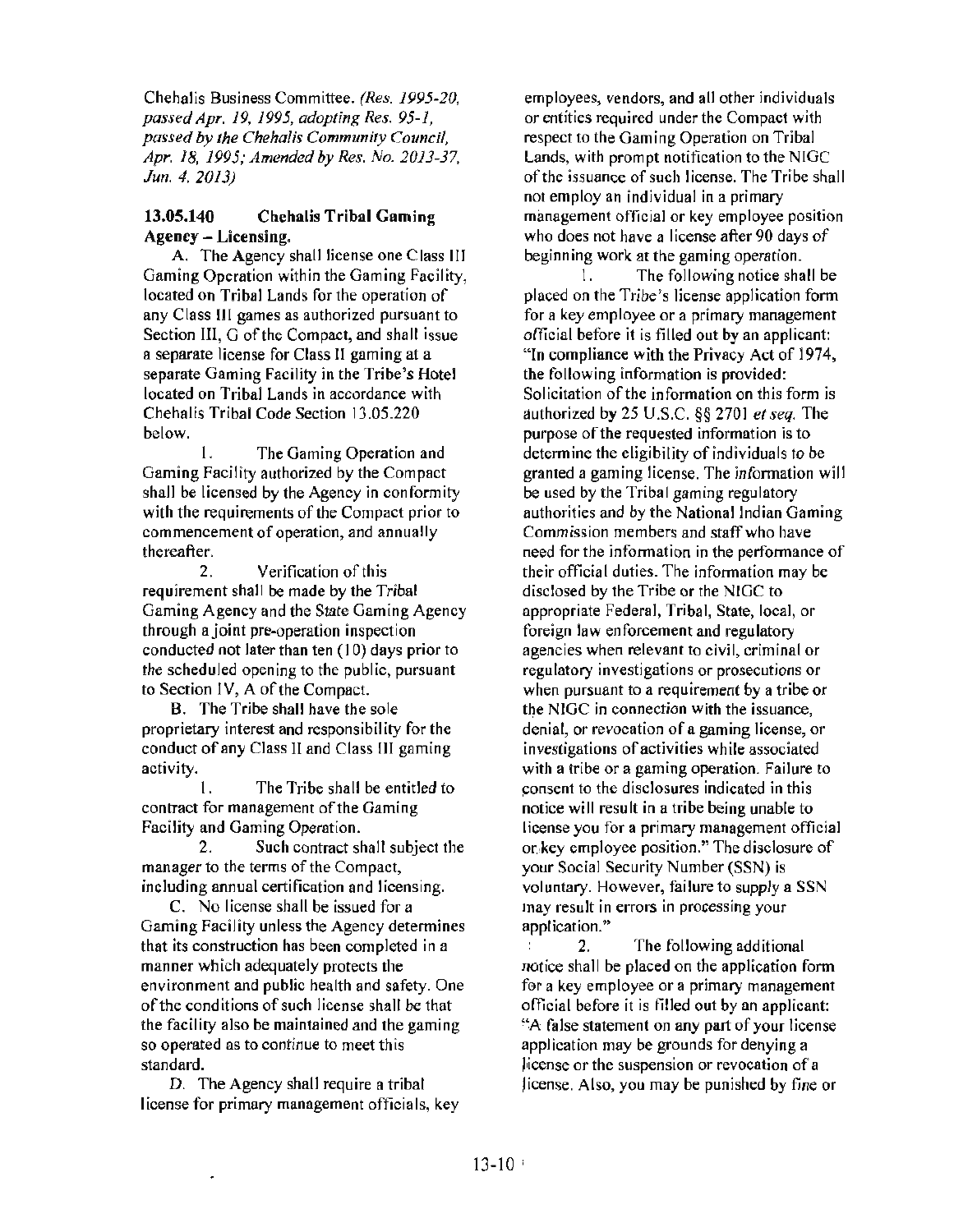Chehalis Business Committee. *(Res. 1995-20, passed Apr. 19, 1995, adopting Res. 95-1, passed by the Chehalis Community Council, Apr. 18, 1995; Amended by Res. No. 2013-37, Jun. 4, 2013)*

### 13.05.140 Chehalis Tribal Gaming Agency – Licensing.

A. The Agency shall license one Class III Gaming Operation within the Gaming Facility, located on Tribal Lands for the operation of any Class III games as authorized pursuant to Section III, G of the Compact, and shall issue a separate license for Class II gaming at a separate Gaming Facility in the Tribe's Hotel located on Tribal Lands in accordance with Chehalis Tribal Code Section 13.05.220 below.

1. The Gaming Operation and Gaming Facility authorized by the Compact shall be licensed by the Agency in conformity with the requirements of the Compact prior to commencement of operation, and annually thereafter.

2. Verification of this requirement shall be made by the Tribal Gaming Agency and the State Gaming Agency through a joint pre-operation inspection conducted not later than ten (10) days prior to the scheduled opening to the public, pursuant to Section IV, A of the Compact.

B. The Tribe shall have the sole proprietary interest and responsibility for the conduct of any Class II and Class III gaming activity.

1. The Tribe shall be entitled to contract for management of the Gaming Facility and Gaming Operation.

2. Such contract shall subject the manager to the terms of the Compact, including annual certification and licensing.

C. No license shall be issued for a Gaming Facility unless the Agency determines that its construction has been completed in a manner which adequately protects the environment and public health and safety. One of the conditions of such license shall be that the facility also be maintained and the gaming so operated as to continue to meet this standard.

D. The Agency shall require a tribal license for primary management officials, key employees, vendors, and all other individuals or entities required under the Compact with respect to the Gaming Operation on Tribal Lands, with prompt notification to the NIGC of the issuance of such license. The Tribe shall not employ an individual in a primary management official or key employee position who does not have a license after 90 days of beginning work at the gaming operation.

1. The following notice shall be placed on the Tribe's license application form for a key employee or a primary management official before it is filled out by an applicant: "In compliance with the Privacy Act of 1974, the following information is provided: Solicitation of the information on this form is authorized by 25 U.S.C. §§ 2701 *et seq.* The purpose of the requested information is to determine the eligibility of individuals to be granted a gaming license. The information will be used by the Tribal gaming regulatory authorities and by the National Indian Gaming Commission members and staff who have need for the information in the performance of their official duties. The information may be disclosed by the Tribe or the NIGC to appropriate Federal, Tribal, State, local, or foreign law enforcement and regulatory agencies when relevant to civil, criminal or regulatory investigations or prosecutions or when pursuant to a requirement by a tribe or the NIGC in connection with the issuance, denial, or revocation of a gaming license, or investigations of activities while associated with a tribe or a gaming operation. Failure to consent to the disclosures indicated in this notice will result in a tribe being unable to license you for a primary management official or key employee position." The disclosure of your Social Security Number (SSN) is voluntary. However, failure to supply a SSN may result in errors in processing your application."

2. The following additional notice shall be placed on the application form for a key employee or a primary management official before it is filled out by an applicant: "A false statement on any part of your license application may be grounds for denying a license or the suspension or revocation of a license. Also, you may be punished by fine or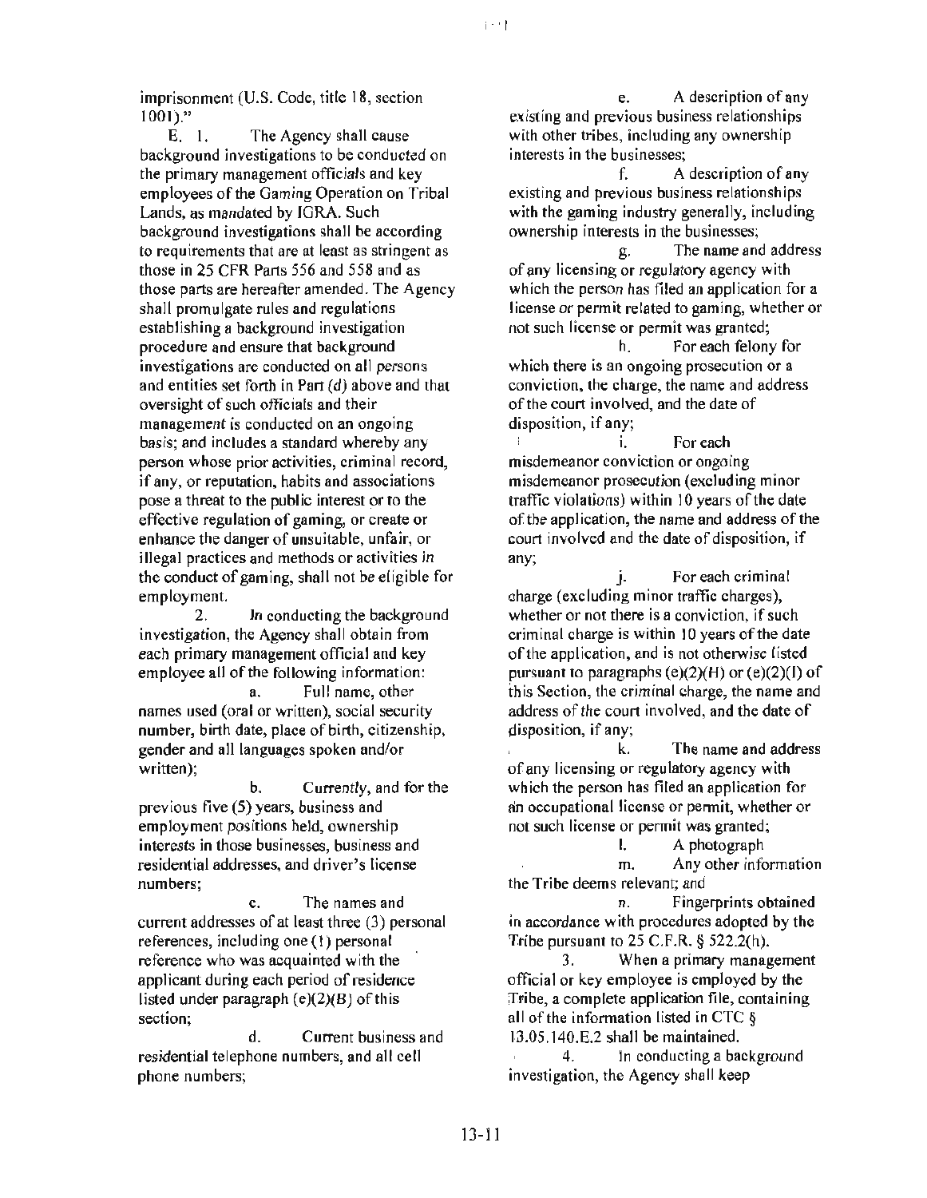imprisonment (U.S. Code, title 18, section 1001)."

E. 1. The Agency shall cause background investigations to be conducted on the primary management officials and key employees of the Gaming Operation on Tribal Lands, as mandated by IGRA. Such background investigations shall be according to requirements that are at least as stringent as those in 25 CFR Parts 556 and 558 and as those parts are hereafter amended. The Agency shall promulgate rules and regulations establishing a background investigation procedure and ensure that background investigations are conducted on all persons and entities set forth in Part *(d)* above and that oversight of such officials and their management is conducted on an ongoing basis; and includes a standard whereby any person whose prior activities, criminal record, if any, or reputation, habits and associations pose a threat to the public interest or to the effective regulation of gaming, or create or enhance the danger of unsuitable, unfair, or illegal practices and methods or activities in the conduct of gaming, shall not be eligible for employment.

2. In conducting the background investigation, the Agency shall obtain from each primary management official and key employee all of the following information:

a. Full name, other names used (oral or written), social security number, birth date, place of birth, citizenship, gender and all languages spoken and/or written);

b. Currently, and for the previous five (5) years, business and employment positions held, ownership interests in those businesses, business and residential addresses, and driver's license numbers;

c. The names and current addresses of at least three (3) personal references, including one (1) personal reference who was acquainted with the applicant during each period of residence listed under paragraph (e)(2)(B) of this section;

d. Current business and residential telephone numbers, and all cell phone numbers;

e. A description of any existing and previous business relationships with other tribes, including any ownership interests in the businesses;

f. A description of any existing and previous business relationships with the gaming industry generally, including ownership interests in the businesses;

g. The name and address of any licensing or regulatory agency with which the person has filed an application for a license or permit related to gaming, whether or not such license or permit was granted;

h. For each felony for which there is an ongoing prosecution or a conviction, the charge, the name and address of the court involved, and the date of disposition, if any;

i. For each misdemeanor conviction or ongoing misdemeanor prosecution (excluding minor traffic violations) within 10 years of the date of the application, the name and address of the court involved and the date of disposition, if any;

j. For each criminal charge (excluding minor traffic charges), whether or not there is a conviction, if such criminal charge is within 10 years of the date of the application, and is not otherwise listed pursuant to paragraphs (e)(2)(H) or (e)(2)(I) of this Section, the criminal charge, the name and address of the court involved, and the date of disposition, if any;

k. The name and address of any licensing or regulatory agency with which the person has filed an application for an occupational license or permit, whether or not such license or permit was granted;

l. A photograph

m. Any other information the Tribe deems relevant; and

n. Fingerprints obtained in accordance with procedures adopted by the Tribe pursuant to 25 C.F.R. § 522.2(h).

3. When a primary management official or key employee is employed by the Tribe, a complete application file, containing all of the information listed in CTC § 13.05.140.E.2 shall be maintained.

4. In conducting a background investigation, the Agency shall keep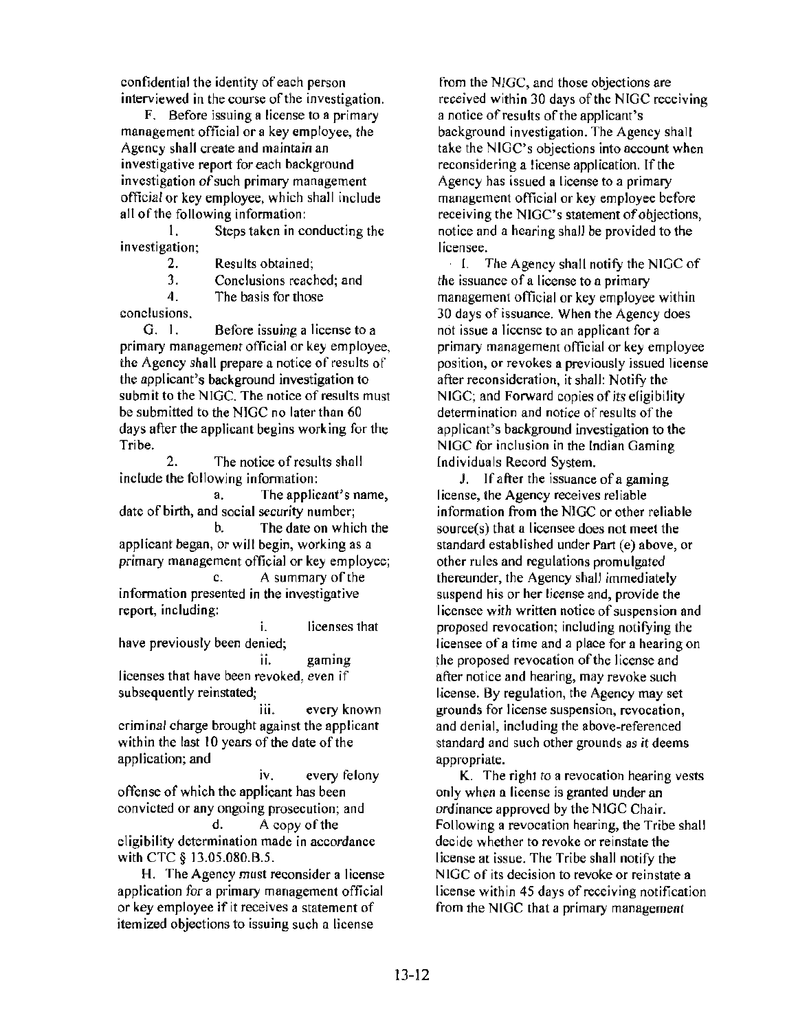confidential the identity of each person interviewed in the course of the investigation.

F. Before issuing a license to a primary management official or a key employee, the Agency shall create and maintain an investigative report for each background investigation of such primary management official or key employee, which shall include all of the following information:

1. Steps taken in conducting the investigation;
2. Results obtained;
3. Conclusions reached; and
4. The basis for those conclusions.

G. 1. Before issuing a license to a primary management official or key employee, the Agency shall prepare a notice of results of the applicant's background investigation to submit to the NIGC. The notice of results must be submitted to the NIGC no later than 60 days after the applicant begins working for the Tribe.

2. The notice of results shall include the following information:

a. The applicant's name, date of birth, and social security number;

b. The date on which the applicant began, or will begin, working as a primary management official or key employee;

c. A summary of the information presented in the investigative report, including:

i. licenses that have previously been denied;

ii. gaming licenses that have been revoked, even if subsequently reinstated;

iii. every known criminal charge brought against the applicant within the last 10 years of the date of the application; and

iv. every felony offense of which the applicant has been convicted or any ongoing prosecution; and

d. A copy of the eligibility determination made in accordance with CTC § 13.05.080.B.5.

H. The Agency must reconsider a license application for a primary management official or key employee if it receives a statement of itemized objections to issuing such a license from the NIGC, and those objections are received within 30 days of the NIGC receiving a notice of results of the applicant's background investigation. The Agency shall take the NIGC's objections into account when reconsidering a license application. If the Agency has issued a license to a primary management official or key employee before receiving the NIGC's statement of objections, notice and a hearing shall be provided to the licensee.

I. The Agency shall notify the NIGC of the issuance of a license to a primary management official or key employee within 30 days of issuance. When the Agency does not issue a license to an applicant for a primary management official or key employee position, or revokes a previously issued license after reconsideration, it shall: Notify the NIGC; and Forward copies of its eligibility determination and notice of results of the applicant's background investigation to the NIGC for inclusion in the Indian Gaming Individuals Record System.

J. If after the issuance of a gaming license, the Agency receives reliable information from the NIGC or other reliable source(s) that a licensee does not meet the standard established under Part (e) above, or other rules and regulations promulgated thereunder, the Agency shall immediately suspend his or her license and, provide the licensee with written notice of suspension and proposed revocation; including notifying the licensee of a time and a place for a hearing on the proposed revocation of the license and after notice and hearing, may revoke such license. By regulation, the Agency may set grounds for license suspension, revocation, and denial, including the above-referenced standard and such other grounds as it deems appropriate.

K. The right to a revocation hearing vests only when a license is granted under an ordinance approved by the NIGC Chair. Following a revocation hearing, the Tribe shall decide whether to revoke or reinstate the license at issue. The Tribe shall notify the NIGC of its decision to revoke or reinstate a license within 45 days of receiving notification from the NIGC that a primary management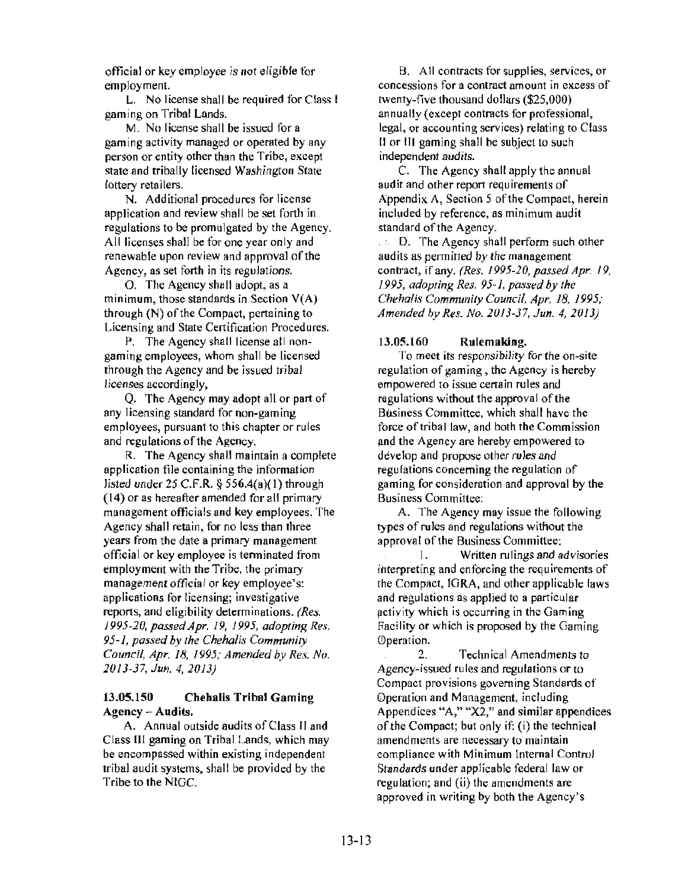official or key employee is not eligible for employment.

L. No license shall be required for Class I gaming on Tribal Lands.

M. No license shall be issued for a gaming activity managed or operated by any person or entity other than the Tribe, except state and tribally licensed Washington State lottery retailers.

N. Additional procedures for license application and review shall be set forth in regulations to be promulgated by the Agency. All licenses shall be for one year only and renewable upon review and approval of the Agency, as set forth in its regulations.

O. The Agency shall adopt, as a minimum, those standards in Section V(A) through (N) of the Compact, pertaining to Licensing and State Certification Procedures.

P. The Agency shall license all non-gaming employees, whom shall be licensed through the Agency and be issued tribal licenses accordingly,

Q. The Agency may adopt all or part of any licensing standard for non-gaming employees, pursuant to this chapter or rules and regulations of the Agency.

R. The Agency shall maintain a complete application file containing the information listed under 25 C.F.R. § 556.4(a)(1) through (14) or as hereafter amended for all primary management officials and key employees. The Agency shall retain, for no less than three years from the date a primary management official or key employee is terminated from employment with the Tribe, the primary management official or key employee's: applications for licensing; investigative reports, and eligibility determinations. *(Res. 1995-20, passed Apr. 19, 1995, adopting Res. 95-1, passed by the Chehalis Community Council, Apr. 18, 1995; Amended by Res. No. 2013-37, Jun. 4, 2013)*

### 13.05.150 Chehalis Tribal Gaming Agency – Audits.

A. Annual outside audits of Class II and Class III gaming on Tribal Lands, which may be encompassed within existing independent tribal audit systems, shall be provided by the Tribe to the NIGC.

B. All contracts for supplies, services, or concessions for a contract amount in excess of twenty-five thousand dollars ($25,000) annually (except contracts for professional, legal, or accounting services) relating to Class II or III gaming shall be subject to such independent audits.

C. The Agency shall apply the annual audit and other report requirements of Appendix A, Section 5 of the Compact, herein included by reference, as minimum audit standard of the Agency.

D. The Agency shall perform such other audits as permitted by the management contract, if any. *(Res. 1995-20, passed Apr. 19, 1995, adopting Res. 95-1, passed by the Chehalis Community Council, Apr. 18, 1995; Amended by Res. No. 2013-37, Jun. 4, 2013)*

### 13.05.160 Rulemaking.

To meet its responsibility for the on-site regulation of gaming, the Agency is hereby empowered to issue certain rules and regulations without the approval of the Business Committee, which shall have the force of tribal law, and both the Commission and the Agency are hereby empowered to develop and propose other rules and regulations concerning the regulation of gaming for consideration and approval by the Business Committee:

A. The Agency may issue the following types of rules and regulations without the approval of the Business Committee:

1. Written rulings and advisories interpreting and enforcing the requirements of the Compact, IGRA, and other applicable laws and regulations as applied to a particular activity which is occurring in the Gaming Facility or which is proposed by the Gaming Operation.

2. Technical Amendments to Agency-issued rules and regulations or to Compact provisions governing Standards of Operation and Management, including Appendices "A," "X2," and similar appendices of the Compact; but only if: (i) the technical amendments are necessary to maintain compliance with Minimum Internal Control Standards under applicable federal law or regulation; and (ii) the amendments are approved in writing by both the Agency's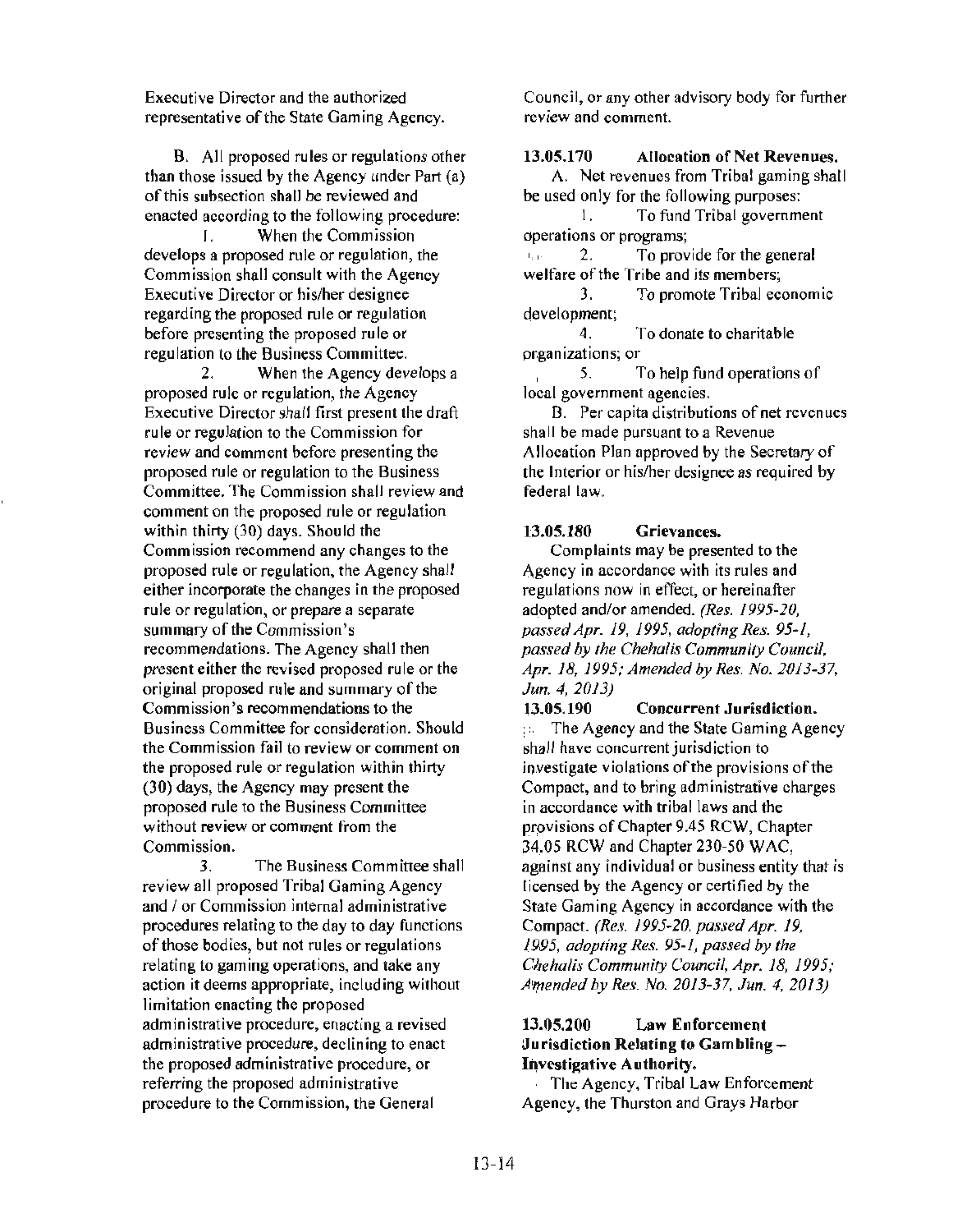Executive Director and the authorized representative of the State Gaming Agency.

B. All proposed rules or regulations other than those issued by the Agency under Part (a) of this subsection shall be reviewed and enacted according to the following procedure:

1. When the Commission develops a proposed rule or regulation, the Commission shall consult with the Agency Executive Director or his/her designee regarding the proposed rule or regulation before presenting the proposed rule or regulation to the Business Committee.

2. When the Agency develops a proposed rule or regulation, the Agency Executive Director shall first present the draft rule or regulation to the Commission for review and comment before presenting the proposed rule or regulation to the Business Committee. The Commission shall review and comment on the proposed rule or regulation within thirty (30) days. Should the Commission recommend any changes to the proposed rule or regulation, the Agency shall either incorporate the changes in the proposed rule or regulation, or prepare a separate summary of the Commission's recommendations. The Agency shall then present either the revised proposed rule or the original proposed rule and summary of the Commission's recommendations to the Business Committee for consideration. Should the Commission fail to review or comment on the proposed rule or regulation within thirty (30) days, the Agency may present the proposed rule to the Business Committee without review or comment from the Commission.

3. The Business Committee shall review all proposed Tribal Gaming Agency and / or Commission internal administrative procedures relating to the day to day functions of those bodies, but not rules or regulations relating to gaming operations, and take any action it deems appropriate, including without limitation enacting the proposed administrative procedure, enacting a revised administrative procedure, declining to enact the proposed administrative procedure, or referring the proposed administrative procedure to the Commission, the General Council, or any other advisory body for further review and comment.

**13.05.170 Allocation of Net Revenues.**

A. Net revenues from Tribal gaming shall be used only for the following purposes:

1. To fund Tribal government operations or programs;

2. To provide for the general welfare of the Tribe and its members;

3. To promote Tribal economic development;

4. To donate to charitable organizations; or

5. To help fund operations of local government agencies.

B. Per capita distributions of net revenues shall be made pursuant to a Revenue Allocation Plan approved by the Secretary of the Interior or his/her designee as required by federal law.

**13.05.180 Grievances.**

Complaints may be presented to the Agency in accordance with its rules and regulations now in effect, or hereinafter adopted and/or amended. *(Res. 1995-20, passed Apr. 19, 1995, adopting Res. 95-1, passed by the Chehalis Community Council, Apr. 18, 1995; Amended by Res. No. 2013-37, Jun. 4, 2013)*

**13.05.190 Concurrent Jurisdiction.**

The Agency and the State Gaming Agency shall have concurrent jurisdiction to investigate violations of the provisions of the Compact, and to bring administrative charges in accordance with tribal laws and the provisions of Chapter 9.45 RCW, Chapter 34.05 RCW and Chapter 230-50 WAC, against any individual or business entity that is licensed by the Agency or certified by the State Gaming Agency in accordance with the Compact. *(Res. 1995-20, passed Apr. 19, 1995, adopting Res. 95-1, passed by the Chehalis Community Council, Apr. 18, 1995; Amended by Res. No. 2013-37, Jun. 4, 2013)*

**13.05.200 Law Enforcement Jurisdiction Relating to Gambling – Investigative Authority.**

The Agency, Tribal Law Enforcement Agency, the Thurston and Grays Harbor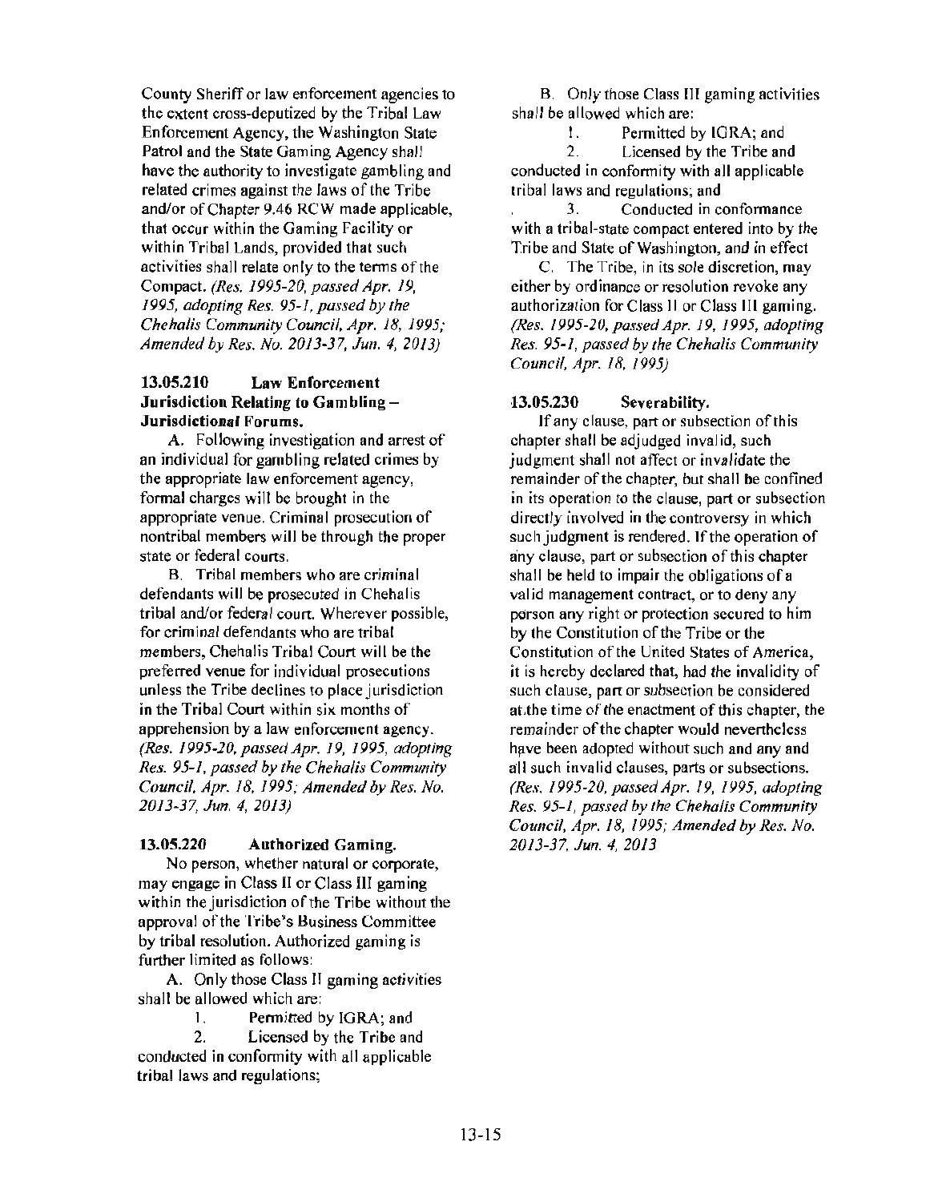County Sheriff or law enforcement agencies to the extent cross-deputized by the Tribal Law Enforcement Agency, the Washington State Patrol and the State Gaming Agency shall have the authority to investigate gambling and related crimes against the laws of the Tribe and/or of Chapter 9.46 RCW made applicable, that occur within the Gaming Facility or within Tribal Lands, provided that such activities shall relate only to the terms of the Compact. *(Res. 1995-20, passed Apr. 19, 1995, adopting Res. 95-1, passed by the Chehalis Community Council, Apr. 18, 1995; Amended by Res. No. 2013-37, Jun. 4, 2013)*

**13.05.210 Law Enforcement Jurisdiction Relating to Gambling – Jurisdictional Forums.**

A. Following investigation and arrest of an individual for gambling related crimes by the appropriate law enforcement agency, formal charges will be brought in the appropriate venue. Criminal prosecution of nontribal members will be through the proper state or federal courts.

B. Tribal members who are criminal defendants will be prosecuted in Chehalis tribal and/or federal court. Wherever possible, for criminal defendants who are tribal members, Chehalis Tribal Court will be the preferred venue for individual prosecutions unless the Tribe declines to place jurisdiction in the Tribal Court within six months of apprehension by a law enforcement agency. *(Res. 1995-20, passed Apr. 19, 1995, adopting Res. 95-1, passed by the Chehalis Community Council, Apr. 18, 1995; Amended by Res. No. 2013-37, Jun. 4, 2013)*

**13.05.220 Authorized Gaming.**

No person, whether natural or corporate, may engage in Class II or Class III gaming within the jurisdiction of the Tribe without the approval of the Tribe's Business Committee by tribal resolution. Authorized gaming is further limited as follows:

A. Only those Class II gaming activities shall be allowed which are:

1. Permitted by IGRA; and
2. Licensed by the Tribe and conducted in conformity with all applicable tribal laws and regulations;

B. Only those Class III gaming activities shall be allowed which are:

1. Permitted by IGRA; and
2. Licensed by the Tribe and conducted in conformity with all applicable tribal laws and regulations; and
3. Conducted in conformance with a tribal-state compact entered into by the Tribe and State of Washington, and in effect

C. The Tribe, in its sole discretion, may either by ordinance or resolution revoke any authorization for Class II or Class III gaming. *(Res. 1995-20, passed Apr. 19, 1995, adopting Res. 95-1, passed by the Chehalis Community Council, Apr. 18, 1995)*

**13.05.230 Severability.**

If any clause, part or subsection of this chapter shall be adjudged invalid, such judgment shall not affect or invalidate the remainder of the chapter, but shall be confined in its operation to the clause, part or subsection directly involved in the controversy in which such judgment is rendered. If the operation of any clause, part or subsection of this chapter shall be held to impair the obligations of a valid management contract, or to deny any person any right or protection secured to him by the Constitution of the Tribe or the Constitution of the United States of America, it is hereby declared that, had the invalidity of such clause, part or subsection be considered at the time of the enactment of this chapter, the remainder of the chapter would nevertheless have been adopted without such and any and all such invalid clauses, parts or subsections. *(Res. 1995-20, passed Apr. 19, 1995, adopting Res. 95-1, passed by the Chehalis Community Council, Apr. 18, 1995; Amended by Res. No. 2013-37, Jun. 4, 2013*